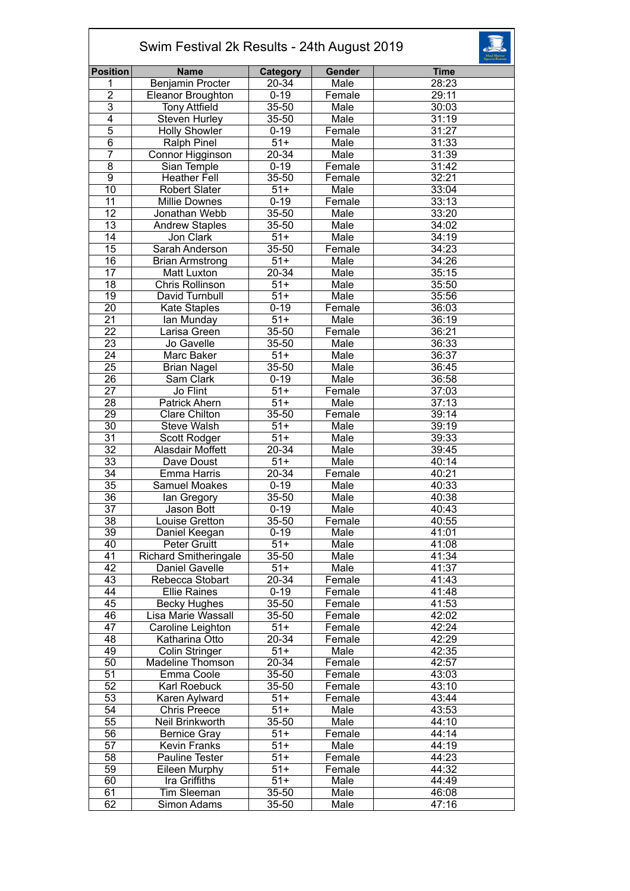# Swim Festival 2k Results - 24th August 2019

| Position | Name | Category | Gender | Time |
|---|---|---|---|---|
| 1 | Benjamin Procter | 20-34 | Male | 28:23 |
| 2 | Eleanor Broughton | 0-19 | Female | 29:11 |
| 3 | Tony Attfield | 35-50 | Male | 30:03 |
| 4 | Steven Hurley | 35-50 | Male | 31:19 |
| 5 | Holly Showler | 0-19 | Female | 31:27 |
| 6 | Ralph Pinel | 51+ | Male | 31:33 |
| 7 | Connor Higginson | 20-34 | Male | 31:39 |
| 8 | Sian Temple | 0-19 | Female | 31:42 |
| 9 | Heather Fell | 35-50 | Female | 32:21 |
| 10 | Robert Slater | 51+ | Male | 33:04 |
| 11 | Millie Downes | 0-19 | Female | 33:13 |
| 12 | Jonathan Webb | 35-50 | Male | 33:20 |
| 13 | Andrew Staples | 35-50 | Male | 34:02 |
| 14 | Jon Clark | 51+ | Male | 34:19 |
| 15 | Sarah Anderson | 35-50 | Female | 34:23 |
| 16 | Brian Armstrong | 51+ | Male | 34:26 |
| 17 | Matt Luxton | 20-34 | Male | 35:15 |
| 18 | Chris Rollinson | 51+ | Male | 35:50 |
| 19 | David Turnbull | 51+ | Male | 35:56 |
| 20 | Kate Staples | 0-19 | Female | 36:03 |
| 21 | Ian Munday | 51+ | Male | 36:19 |
| 22 | Larisa Green | 35-50 | Female | 36:21 |
| 23 | Jo Gavelle | 35-50 | Male | 36:33 |
| 24 | Marc Baker | 51+ | Male | 36:37 |
| 25 | Brian Nagel | 35-50 | Male | 36:45 |
| 26 | Sam Clark | 0-19 | Male | 36:58 |
| 27 | Jo Flint | 51+ | Female | 37:03 |
| 28 | Patrick Ahern | 51+ | Male | 37:13 |
| 29 | Clare Chilton | 35-50 | Female | 39:14 |
| 30 | Steve Walsh | 51+ | Male | 39:19 |
| 31 | Scott Rodger | 51+ | Male | 39:33 |
| 32 | Alasdair Moffett | 20-34 | Male | 39:45 |
| 33 | Dave Doust | 51+ | Male | 40:14 |
| 34 | Emma Harris | 20-34 | Female | 40:21 |
| 35 | Samuel Moakes | 0-19 | Male | 40:33 |
| 36 | Ian Gregory | 35-50 | Male | 40:38 |
| 37 | Jason Bott | 0-19 | Male | 40:43 |
| 38 | Louise Gretton | 35-50 | Female | 40:55 |
| 39 | Daniel Keegan | 0-19 | Male | 41:01 |
| 40 | Peter Gruitt | 51+ | Male | 41:08 |
| 41 | Richard Smitheringale | 35-50 | Male | 41:34 |
| 42 | Daniel Gavelle | 51+ | Male | 41:37 |
| 43 | Rebecca Stobart | 20-34 | Female | 41:43 |
| 44 | Ellie Raines | 0-19 | Female | 41:48 |
| 45 | Becky Hughes | 35-50 | Female | 41:53 |
| 46 | Lisa Marie Wassall | 35-50 | Female | 42:02 |
| 47 | Caroline Leighton | 51+ | Female | 42:24 |
| 48 | Katharina Otto | 20-34 | Female | 42:29 |
| 49 | Colin Stringer | 51+ | Male | 42:35 |
| 50 | Madeline Thomson | 20-34 | Female | 42:57 |
| 51 | Emma Coole | 35-50 | Female | 43:03 |
| 52 | Karl Roebuck | 35-50 | Female | 43:10 |
| 53 | Karen Aylward | 51+ | Female | 43:44 |
| 54 | Chris Preece | 51+ | Male | 43:53 |
| 55 | Neil Brinkworth | 35-50 | Male | 44:10 |
| 56 | Bernice Gray | 51+ | Female | 44:14 |
| 57 | Kevin Franks | 51+ | Male | 44:19 |
| 58 | Pauline Tester | 51+ | Female | 44:23 |
| 59 | Eileen Murphy | 51+ | Female | 44:32 |
| 60 | Ira Griffiths | 51+ | Male | 44:49 |
| 61 | Tim Sleeman | 35-50 | Male | 46:08 |
| 62 | Simon Adams | 35-50 | Male | 47:16 |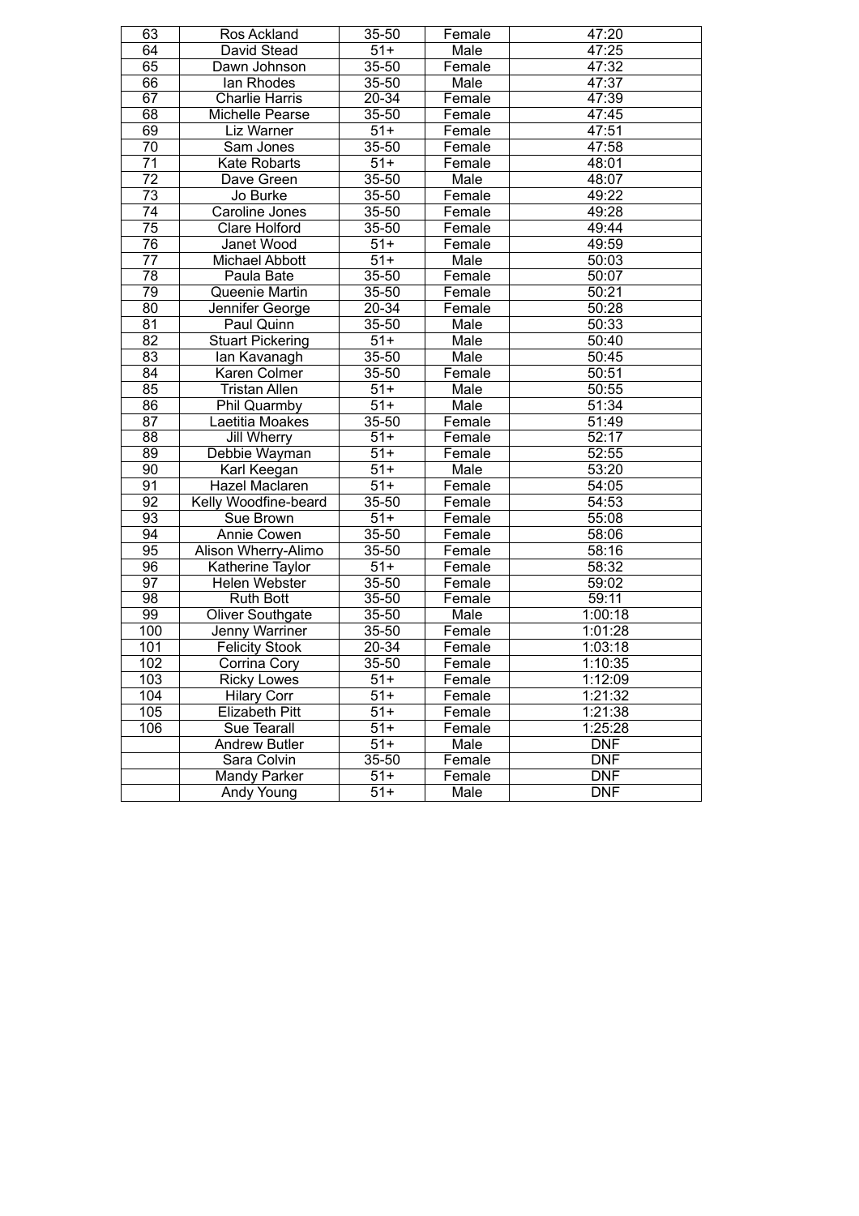| | | | | |
|---|---|---|---|---|
| 63 | Ros Ackland | 35-50 | Female | 47:20 |
| 64 | David Stead | 51+ | Male | 47:25 |
| 65 | Dawn Johnson | 35-50 | Female | 47:32 |
| 66 | Ian Rhodes | 35-50 | Male | 47:37 |
| 67 | Charlie Harris | 20-34 | Female | 47:39 |
| 68 | Michelle Pearse | 35-50 | Female | 47:45 |
| 69 | Liz Warner | 51+ | Female | 47:51 |
| 70 | Sam Jones | 35-50 | Female | 47:58 |
| 71 | Kate Robarts | 51+ | Female | 48:01 |
| 72 | Dave Green | 35-50 | Male | 48:07 |
| 73 | Jo Burke | 35-50 | Female | 49:22 |
| 74 | Caroline Jones | 35-50 | Female | 49:28 |
| 75 | Clare Holford | 35-50 | Female | 49:44 |
| 76 | Janet Wood | 51+ | Female | 49:59 |
| 77 | Michael Abbott | 51+ | Male | 50:03 |
| 78 | Paula Bate | 35-50 | Female | 50:07 |
| 79 | Queenie Martin | 35-50 | Female | 50:21 |
| 80 | Jennifer George | 20-34 | Female | 50:28 |
| 81 | Paul Quinn | 35-50 | Male | 50:33 |
| 82 | Stuart Pickering | 51+ | Male | 50:40 |
| 83 | Ian Kavanagh | 35-50 | Male | 50:45 |
| 84 | Karen Colmer | 35-50 | Female | 50:51 |
| 85 | Tristan Allen | 51+ | Male | 50:55 |
| 86 | Phil Quarmby | 51+ | Male | 51:34 |
| 87 | Laetitia Moakes | 35-50 | Female | 51:49 |
| 88 | Jill Wherry | 51+ | Female | 52:17 |
| 89 | Debbie Wayman | 51+ | Female | 52:55 |
| 90 | Karl Keegan | 51+ | Male | 53:20 |
| 91 | Hazel Maclaren | 51+ | Female | 54:05 |
| 92 | Kelly Woodfine-beard | 35-50 | Female | 54:53 |
| 93 | Sue Brown | 51+ | Female | 55:08 |
| 94 | Annie Cowen | 35-50 | Female | 58:06 |
| 95 | Alison Wherry-Alimo | 35-50 | Female | 58:16 |
| 96 | Katherine Taylor | 51+ | Female | 58:32 |
| 97 | Helen Webster | 35-50 | Female | 59:02 |
| 98 | Ruth Bott | 35-50 | Female | 59:11 |
| 99 | Oliver Southgate | 35-50 | Male | 1:00:18 |
| 100 | Jenny Warriner | 35-50 | Female | 1:01:28 |
| 101 | Felicity Stook | 20-34 | Female | 1:03:18 |
| 102 | Corrina Cory | 35-50 | Female | 1:10:35 |
| 103 | Ricky Lowes | 51+ | Female | 1:12:09 |
| 104 | Hilary Corr | 51+ | Female | 1:21:32 |
| 105 | Elizabeth Pitt | 51+ | Female | 1:21:38 |
| 106 | Sue Tearall | 51+ | Female | 1:25:28 |
| | Andrew Butler | 51+ | Male | DNF |
| | Sara Colvin | 35-50 | Female | DNF |
| | Mandy Parker | 51+ | Female | DNF |
| | Andy Young | 51+ | Male | DNF |